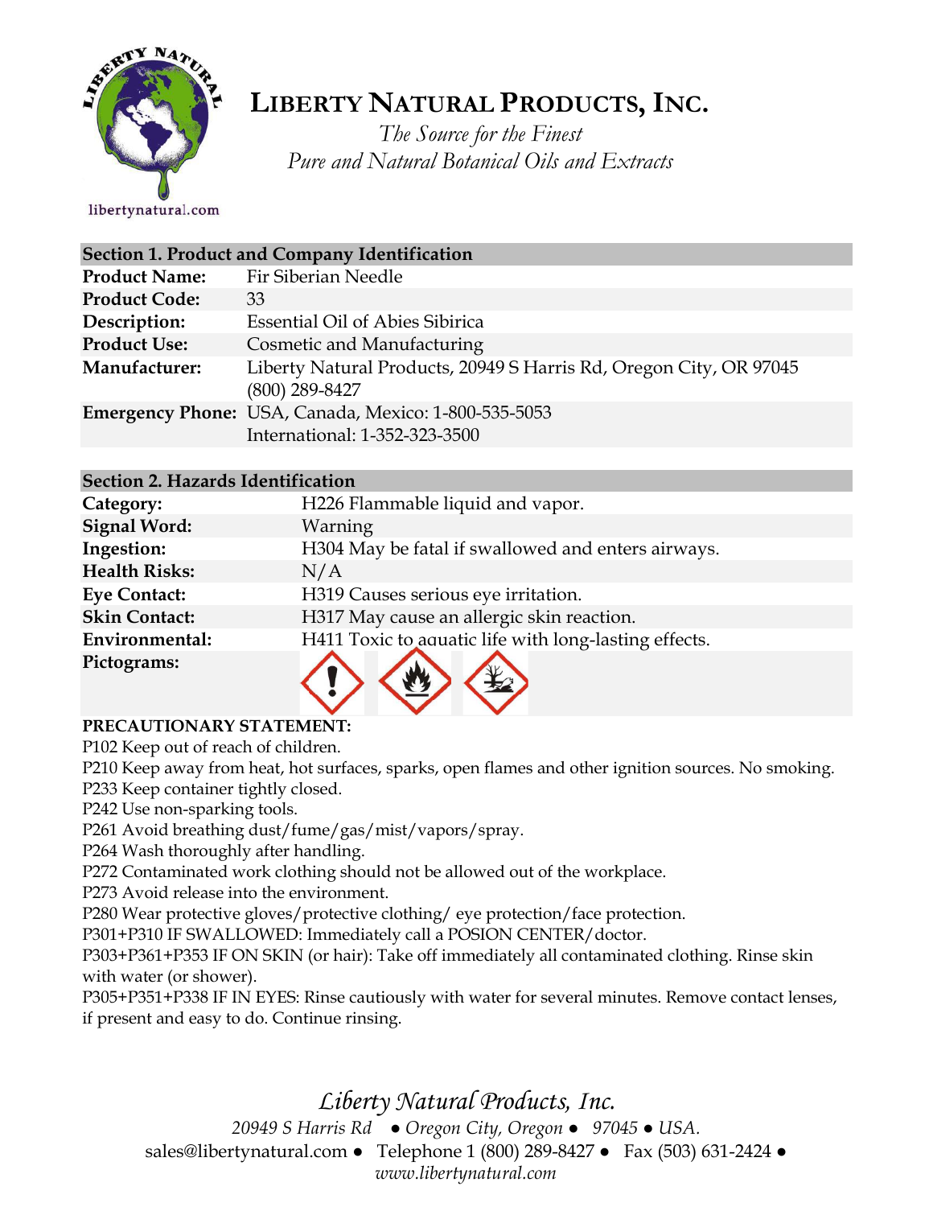# Liberty Natural Products, Inc.

*The Source for the Finest*
*Pure and Natural Botanical Oils and Extracts*

libertynatural.com

| Section 1. Product and Company Identification | |
|---|---|
| **Product Name:** | Fir Siberian Needle |
| **Product Code:** | 33 |
| **Description:** | Essential Oil of Abies Sibirica |
| **Product Use:** | Cosmetic and Manufacturing |
| **Manufacturer:** | Liberty Natural Products, 20949 S Harris Rd, Oregon City, OR 97045 (800) 289-8427 |
| **Emergency Phone:** | USA, Canada, Mexico: 1-800-535-5053 International: 1-352-323-3500 |

| Section 2. Hazards Identification | |
|---|---|
| **Category:** | H226 Flammable liquid and vapor. |
| **Signal Word:** | Warning |
| **Ingestion:** | H304 May be fatal if swallowed and enters airways. |
| **Health Risks:** | N/A |
| **Eye Contact:** | H319 Causes serious eye irritation. |
| **Skin Contact:** | H317 May cause an allergic skin reaction. |
| **Environmental:** | H411 Toxic to aquatic life with long-lasting effects. |
| **Pictograms:** | |

**PRECAUTIONARY STATEMENT:**

P102 Keep out of reach of children.
P210 Keep away from heat, hot surfaces, sparks, open flames and other ignition sources. No smoking.
P233 Keep container tightly closed.
P242 Use non-sparking tools.
P261 Avoid breathing dust/fume/gas/mist/vapors/spray.
P264 Wash thoroughly after handling.
P272 Contaminated work clothing should not be allowed out of the workplace.
P273 Avoid release into the environment.
P280 Wear protective gloves/protective clothing/ eye protection/face protection.
P301+P310 IF SWALLOWED: Immediately call a POSION CENTER/doctor.
P303+P361+P353 IF ON SKIN (or hair): Take off immediately all contaminated clothing. Rinse skin with water (or shower).
P305+P351+P338 IF IN EYES: Rinse cautiously with water for several minutes. Remove contact lenses, if present and easy to do. Continue rinsing.

*Liberty Natural Products, Inc.*
*20949 S Harris Rd ● Oregon City, Oregon ● 97045 ● USA.*
sales@libertynatural.com ● Telephone 1 (800) 289-8427 ● Fax (503) 631-2424 ●
*www.libertynatural.com*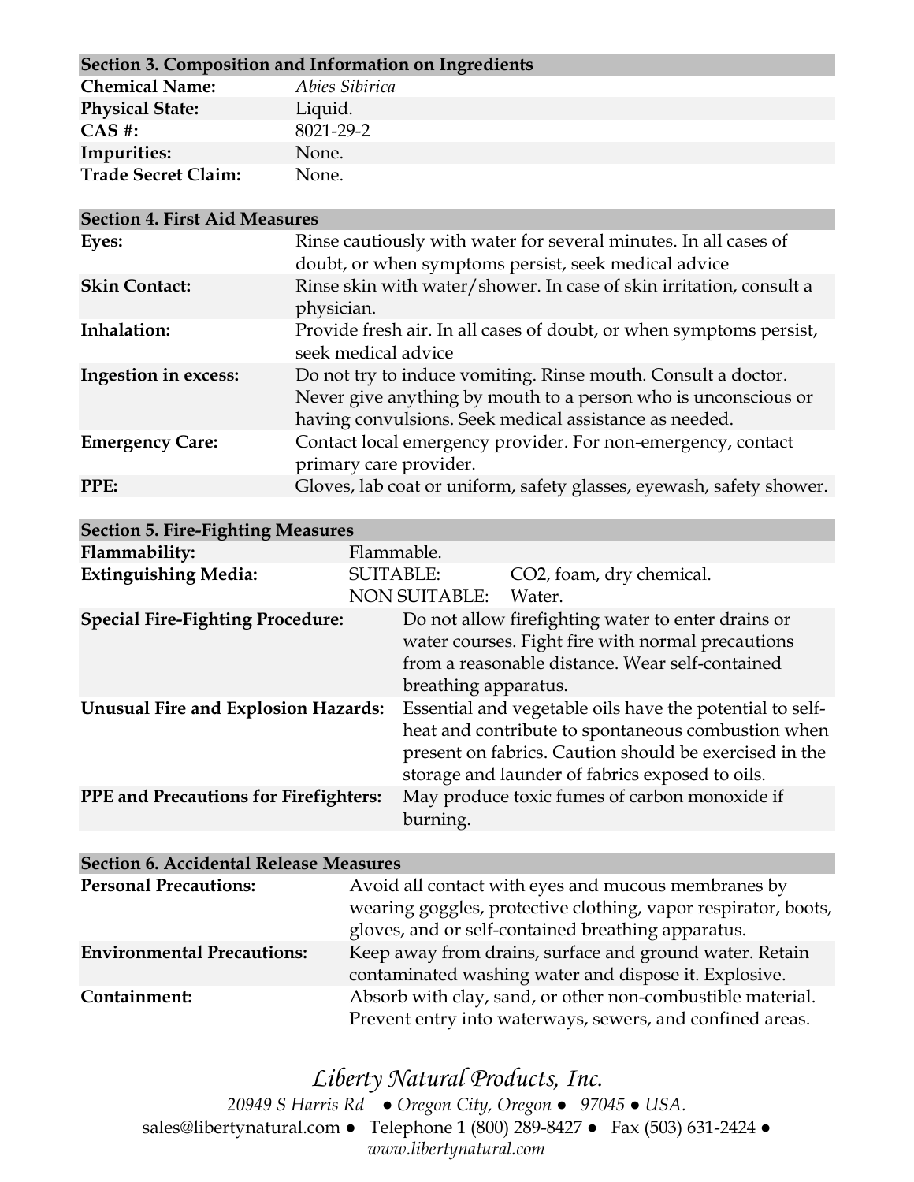## Section 3. Composition and Information on Ingredients

| | |
|---|---|
| **Chemical Name:** | *Abies Sibirica* |
| **Physical State:** | Liquid. |
| **CAS #:** | 8021-29-2 |
| **Impurities:** | None. |
| **Trade Secret Claim:** | None. |

## Section 4. First Aid Measures

| | |
|---|---|
| **Eyes:** | Rinse cautiously with water for several minutes. In all cases of doubt, or when symptoms persist, seek medical advice |
| **Skin Contact:** | Rinse skin with water/shower. In case of skin irritation, consult a physician. |
| **Inhalation:** | Provide fresh air. In all cases of doubt, or when symptoms persist, seek medical advice |
| **Ingestion in excess:** | Do not try to induce vomiting. Rinse mouth. Consult a doctor. Never give anything by mouth to a person who is unconscious or having convulsions. Seek medical assistance as needed. |
| **Emergency Care:** | Contact local emergency provider. For non-emergency, contact primary care provider. |
| **PPE:** | Gloves, lab coat or uniform, safety glasses, eyewash, safety shower. |

## Section 5. Fire-Fighting Measures

| | | |
|---|---|---|
| **Flammability:** | Flammable. | |
| **Extinguishing Media:** | SUITABLE: | $CO_2$, foam, dry chemical. |
| | NON SUITABLE: | Water. |
| **Special Fire-Fighting Procedure:** | Do not allow firefighting water to enter drains or water courses. Fight fire with normal precautions from a reasonable distance. Wear self-contained breathing apparatus. | |
| **Unusual Fire and Explosion Hazards:** | Essential and vegetable oils have the potential to self-heat and contribute to spontaneous combustion when present on fabrics. Caution should be exercised in the storage and launder of fabrics exposed to oils. | |
| **PPE and Precautions for Firefighters:** | May produce toxic fumes of carbon monoxide if burning. | |

## Section 6. Accidental Release Measures

| | |
|---|---|
| **Personal Precautions:** | Avoid all contact with eyes and mucous membranes by wearing goggles, protective clothing, vapor respirator, boots, gloves, and or self-contained breathing apparatus. |
| **Environmental Precautions:** | Keep away from drains, surface and ground water. Retain contaminated washing water and dispose it. Explosive. |
| **Containment:** | Absorb with clay, sand, or other non-combustible material. Prevent entry into waterways, sewers, and confined areas. |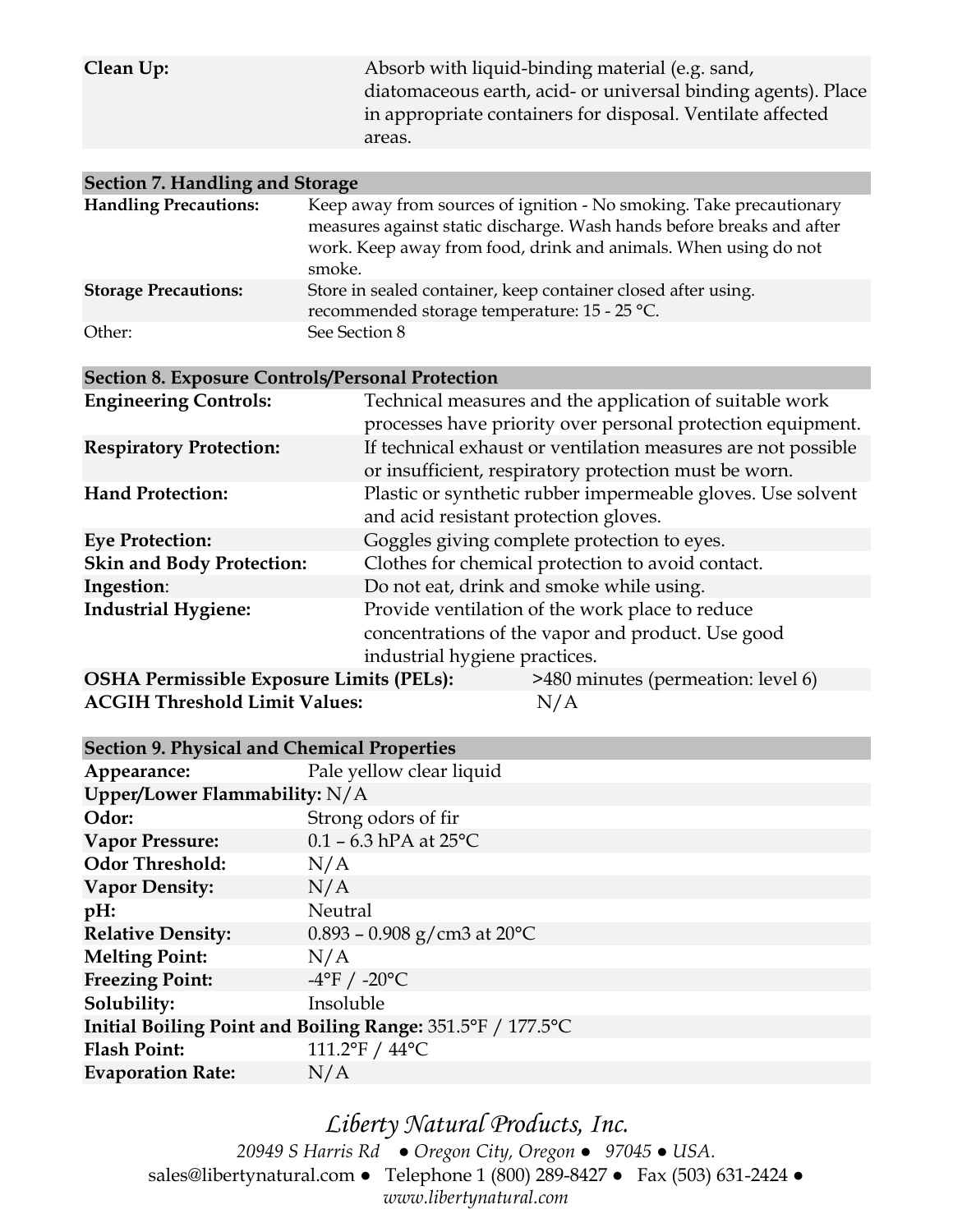| | |
|---|---|
| **Clean Up:** | Absorb with liquid-binding material (e.g. sand, diatomaceous earth, acid- or universal binding agents). Place in appropriate containers for disposal. Ventilate affected areas. |

| **Section 7. Handling and Storage** | |
|---|---|
| **Handling Precautions:** | Keep away from sources of ignition - No smoking. Take precautionary measures against static discharge. Wash hands before breaks and after work. Keep away from food, drink and animals. When using do not smoke. |
| **Storage Precautions:** | Store in sealed container, keep container closed after using. recommended storage temperature: 15 - 25 °C. |
| Other: | See Section 8 |

| **Section 8. Exposure Controls/Personal Protection** | |
|---|---|
| **Engineering Controls:** | Technical measures and the application of suitable work processes have priority over personal protection equipment. |
| **Respiratory Protection:** | If technical exhaust or ventilation measures are not possible or insufficient, respiratory protection must be worn. |
| **Hand Protection:** | Plastic or synthetic rubber impermeable gloves. Use solvent and acid resistant protection gloves. |
| **Eye Protection:** | Goggles giving complete protection to eyes. |
| **Skin and Body Protection:** | Clothes for chemical protection to avoid contact. |
| **Ingestion**: | Do not eat, drink and smoke while using. |
| **Industrial Hygiene:** | Provide ventilation of the work place to reduce concentrations of the vapor and product. Use good industrial hygiene practices. |
| **OSHA Permissible Exposure Limits (PELs):** | >480 minutes (permeation: level 6) |
| **ACGIH Threshold Limit Values:** | N/A |

| **Section 9. Physical and Chemical Properties** | |
|---|---|
| **Appearance:** | Pale yellow clear liquid |
| **Upper/Lower Flammability:** | N/A |
| **Odor:** | Strong odors of fir |
| **Vapor Pressure:** | 0.1 – 6.3 hPA at 25°C |
| **Odor Threshold:** | N/A |
| **Vapor Density:** | N/A |
| **pH:** | Neutral |
| **Relative Density:** | 0.893 – 0.908 g/cm3 at 20°C |
| **Melting Point:** | N/A |
| **Freezing Point:** | -4°F / -20°C |
| **Solubility:** | Insoluble |
| **Initial Boiling Point and Boiling Range:** | 351.5°F / 177.5°C |
| **Flash Point:** | 111.2°F / 44°C |
| **Evaporation Rate:** | N/A |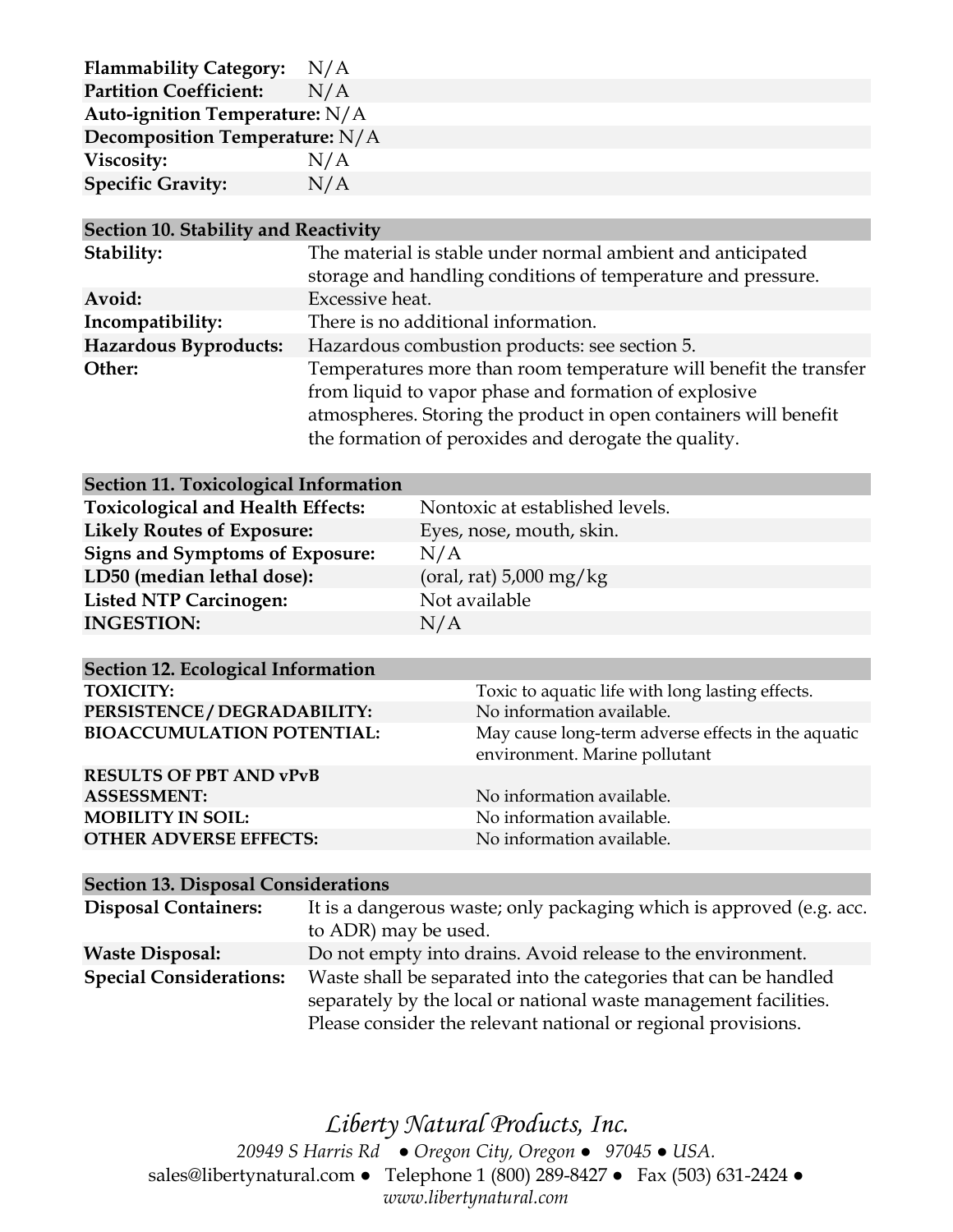| | |
|---|---|
| **Flammability Category:** | N/A |
| **Partition Coefficient:** | N/A |
| **Auto-ignition Temperature:** | N/A |
| **Decomposition Temperature:** | N/A |
| **Viscosity:** | N/A |
| **Specific Gravity:** | N/A |

## Section 10. Stability and Reactivity

| | |
|---|---|
| **Stability:** | The material is stable under normal ambient and anticipated storage and handling conditions of temperature and pressure. |
| **Avoid:** | Excessive heat. |
| **Incompatibility:** | There is no additional information. |
| **Hazardous Byproducts:** | Hazardous combustion products: see section 5. |
| **Other:** | Temperatures more than room temperature will benefit the transfer from liquid to vapor phase and formation of explosive atmospheres. Storing the product in open containers will benefit the formation of peroxides and derogate the quality. |

## Section 11. Toxicological Information

| | |
|---|---|
| **Toxicological and Health Effects:** | Nontoxic at established levels. |
| **Likely Routes of Exposure:** | Eyes, nose, mouth, skin. |
| **Signs and Symptoms of Exposure:** | N/A |
| **LD50 (median lethal dose):** | (oral, rat) 5,000 mg/kg |
| **Listed NTP Carcinogen:** | Not available |
| **INGESTION:** | N/A |

## Section 12. Ecological Information

| | |
|---|---|
| **TOXICITY:** | Toxic to aquatic life with long lasting effects. |
| **PERSISTENCE / DEGRADABILITY:** | No information available. |
| **BIOACCUMULATION POTENTIAL:** | May cause long-term adverse effects in the aquatic environment. Marine pollutant |
| **RESULTS OF PBT AND vPvB ASSESSMENT:** | No information available. |
| **MOBILITY IN SOIL:** | No information available. |
| **OTHER ADVERSE EFFECTS:** | No information available. |

## Section 13. Disposal Considerations

| | |
|---|---|
| **Disposal Containers:** | It is a dangerous waste; only packaging which is approved (e.g. acc. to ADR) may be used. |
| **Waste Disposal:** | Do not empty into drains. Avoid release to the environment. |
| **Special Considerations:** | Waste shall be separated into the categories that can be handled separately by the local or national waste management facilities. Please consider the relevant national or regional provisions. |

*Liberty Natural Products, Inc.*
*20949 S Harris Rd ● Oregon City, Oregon ● 97045 ● USA.*
sales@libertynatural.com ● Telephone 1 (800) 289-8427 ● Fax (503) 631-2424 ●
*www.libertynatural.com*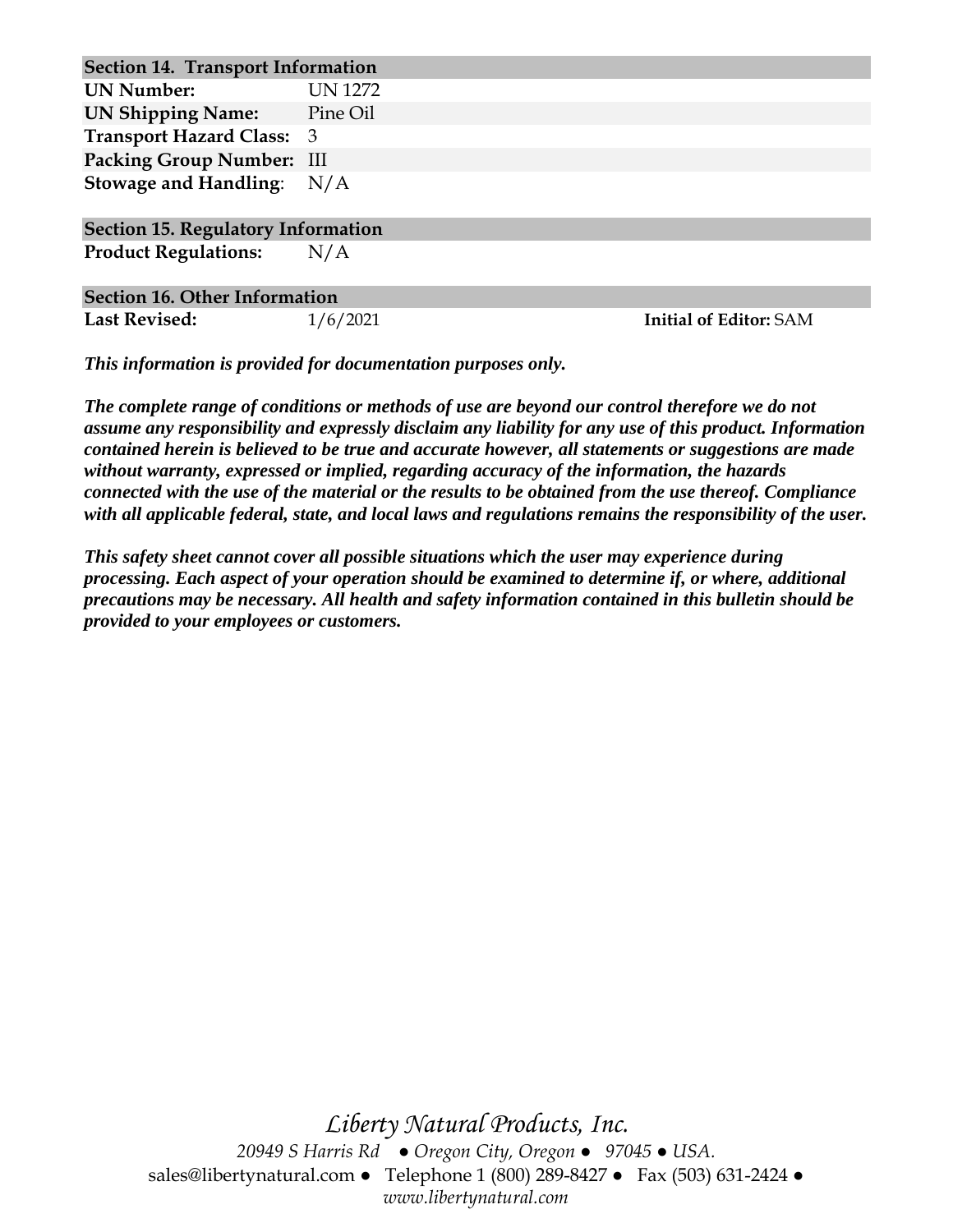## Section 14. Transport Information

| | |
|---|---|
| **UN Number:** | UN 1272 |
| **UN Shipping Name:** | Pine Oil |
| **Transport Hazard Class:** | 3 |
| **Packing Group Number:** | III |
| **Stowage and Handling**: | N/A |

## Section 15. Regulatory Information

| | |
|---|---|
| **Product Regulations:** | N/A |

## Section 16. Other Information

| | | |
|---|---|---|
| **Last Revised:** | 1/6/2021 | **Initial of Editor:** SAM |

***This information is provided for documentation purposes only.***

***The complete range of conditions or methods of use are beyond our control therefore we do not assume any responsibility and expressly disclaim any liability for any use of this product. Information contained herein is believed to be true and accurate however, all statements or suggestions are made without warranty, expressed or implied, regarding accuracy of the information, the hazards connected with the use of the material or the results to be obtained from the use thereof. Compliance with all applicable federal, state, and local laws and regulations remains the responsibility of the user.***

***This safety sheet cannot cover all possible situations which the user may experience during processing. Each aspect of your operation should be examined to determine if, or where, additional precautions may be necessary. All health and safety information contained in this bulletin should be provided to your employees or customers.***

*Liberty Natural Products, Inc.*

*20949 S Harris Rd ● Oregon City, Oregon ● 97045 ● USA.*

sales@libertynatural.com ● Telephone 1 (800) 289-8427 ● Fax (503) 631-2424 ●

*www.libertynatural.com*